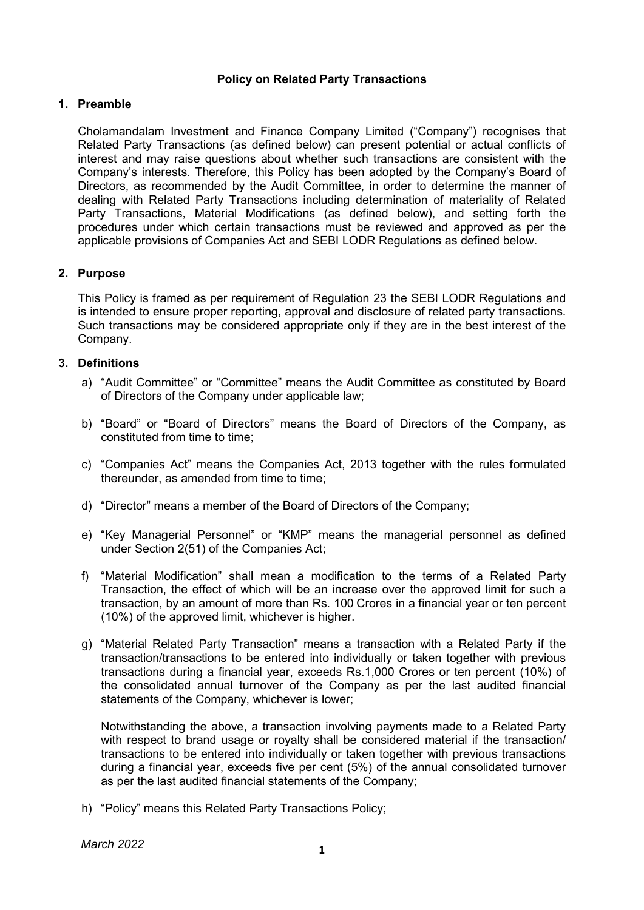# Policy on Related Party Transactions

## 1. Preamble

Cholamandalam Investment and Finance Company Limited ("Company") recognises that Related Party Transactions (as defined below) can present potential or actual conflicts of interest and may raise questions about whether such transactions are consistent with the Company's interests. Therefore, this Policy has been adopted by the Company's Board of Directors, as recommended by the Audit Committee, in order to determine the manner of dealing with Related Party Transactions including determination of materiality of Related Party Transactions, Material Modifications (as defined below), and setting forth the procedures under which certain transactions must be reviewed and approved as per the applicable provisions of Companies Act and SEBI LODR Regulations as defined below.

## 2. Purpose

This Policy is framed as per requirement of Regulation 23 the SEBI LODR Regulations and is intended to ensure proper reporting, approval and disclosure of related party transactions. Such transactions may be considered appropriate only if they are in the best interest of the Company.

## 3. Definitions

a) "Audit Committee" or "Committee" means the Audit Committee as constituted by Board of Directors of the Company under applicable law;

b) "Board" or "Board of Directors" means the Board of Directors of the Company, as constituted from time to time;

c) "Companies Act" means the Companies Act, 2013 together with the rules formulated thereunder, as amended from time to time;

d) "Director" means a member of the Board of Directors of the Company;

e) "Key Managerial Personnel" or "KMP" means the managerial personnel as defined under Section 2(51) of the Companies Act;

f) "Material Modification" shall mean a modification to the terms of a Related Party Transaction, the effect of which will be an increase over the approved limit for such a transaction, by an amount of more than Rs. 100 Crores in a financial year or ten percent (10%) of the approved limit, whichever is higher.

g) "Material Related Party Transaction" means a transaction with a Related Party if the transaction/transactions to be entered into individually or taken together with previous transactions during a financial year, exceeds Rs.1,000 Crores or ten percent (10%) of the consolidated annual turnover of the Company as per the last audited financial statements of the Company, whichever is lower;

   Notwithstanding the above, a transaction involving payments made to a Related Party with respect to brand usage or royalty shall be considered material if the transaction/ transactions to be entered into individually or taken together with previous transactions during a financial year, exceeds five per cent (5%) of the annual consolidated turnover as per the last audited financial statements of the Company;

h) "Policy" means this Related Party Transactions Policy;

*March 2022*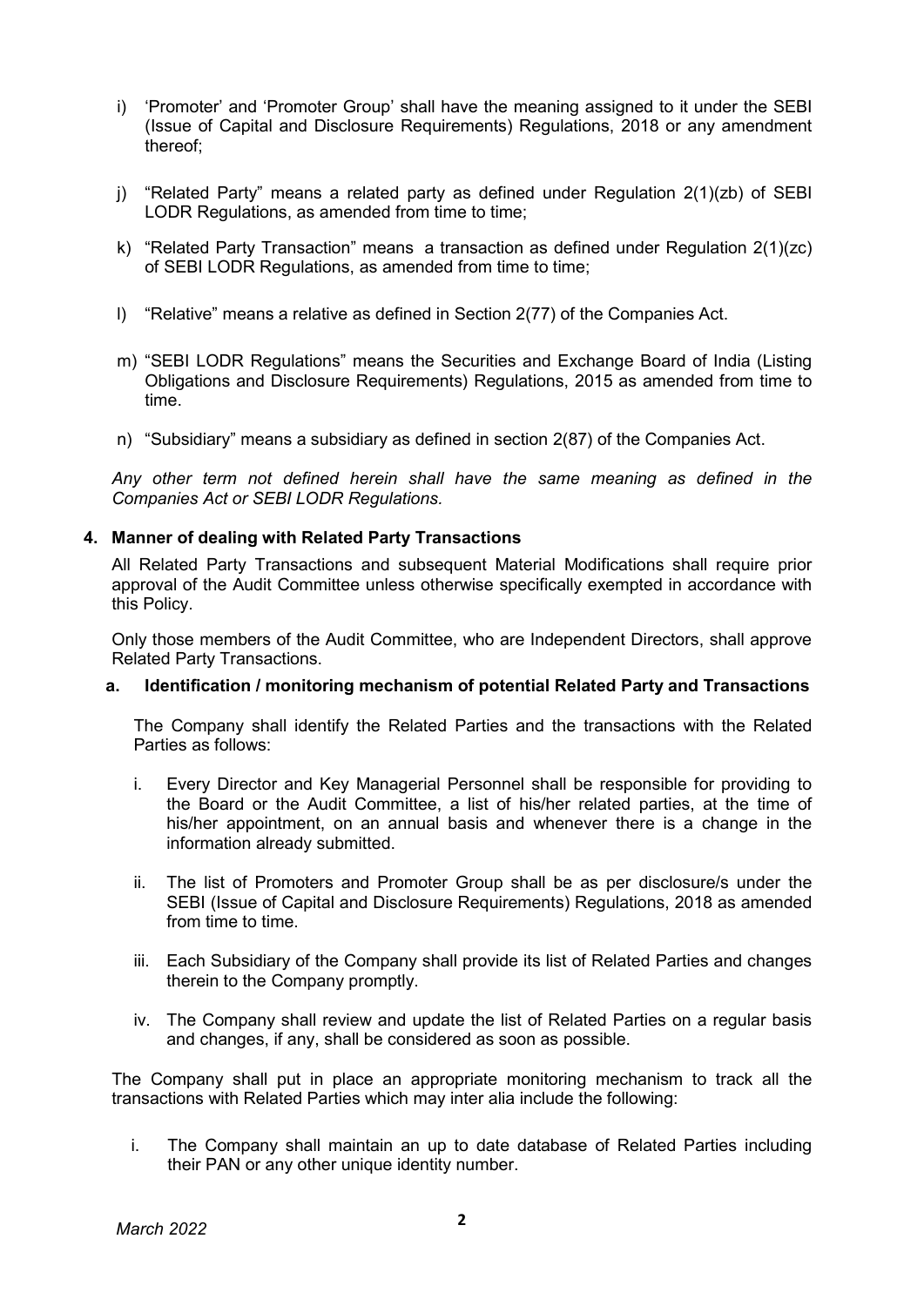i) 'Promoter' and 'Promoter Group' shall have the meaning assigned to it under the SEBI (Issue of Capital and Disclosure Requirements) Regulations, 2018 or any amendment thereof;

j) "Related Party" means a related party as defined under Regulation 2(1)(zb) of SEBI LODR Regulations, as amended from time to time;

k) "Related Party Transaction" means a transaction as defined under Regulation 2(1)(zc) of SEBI LODR Regulations, as amended from time to time;

l) "Relative" means a relative as defined in Section 2(77) of the Companies Act.

m) "SEBI LODR Regulations" means the Securities and Exchange Board of India (Listing Obligations and Disclosure Requirements) Regulations, 2015 as amended from time to time.

n) "Subsidiary" means a subsidiary as defined in section 2(87) of the Companies Act.

*Any other term not defined herein shall have the same meaning as defined in the Companies Act or SEBI LODR Regulations.*

## 4. Manner of dealing with Related Party Transactions

All Related Party Transactions and subsequent Material Modifications shall require prior approval of the Audit Committee unless otherwise specifically exempted in accordance with this Policy.

Only those members of the Audit Committee, who are Independent Directors, shall approve Related Party Transactions.

### a. Identification / monitoring mechanism of potential Related Party and Transactions

The Company shall identify the Related Parties and the transactions with the Related Parties as follows:

i. Every Director and Key Managerial Personnel shall be responsible for providing to the Board or the Audit Committee, a list of his/her related parties, at the time of his/her appointment, on an annual basis and whenever there is a change in the information already submitted.

ii. The list of Promoters and Promoter Group shall be as per disclosure/s under the SEBI (Issue of Capital and Disclosure Requirements) Regulations, 2018 as amended from time to time.

iii. Each Subsidiary of the Company shall provide its list of Related Parties and changes therein to the Company promptly.

iv. The Company shall review and update the list of Related Parties on a regular basis and changes, if any, shall be considered as soon as possible.

The Company shall put in place an appropriate monitoring mechanism to track all the transactions with Related Parties which may inter alia include the following:

i. The Company shall maintain an up to date database of Related Parties including their PAN or any other unique identity number.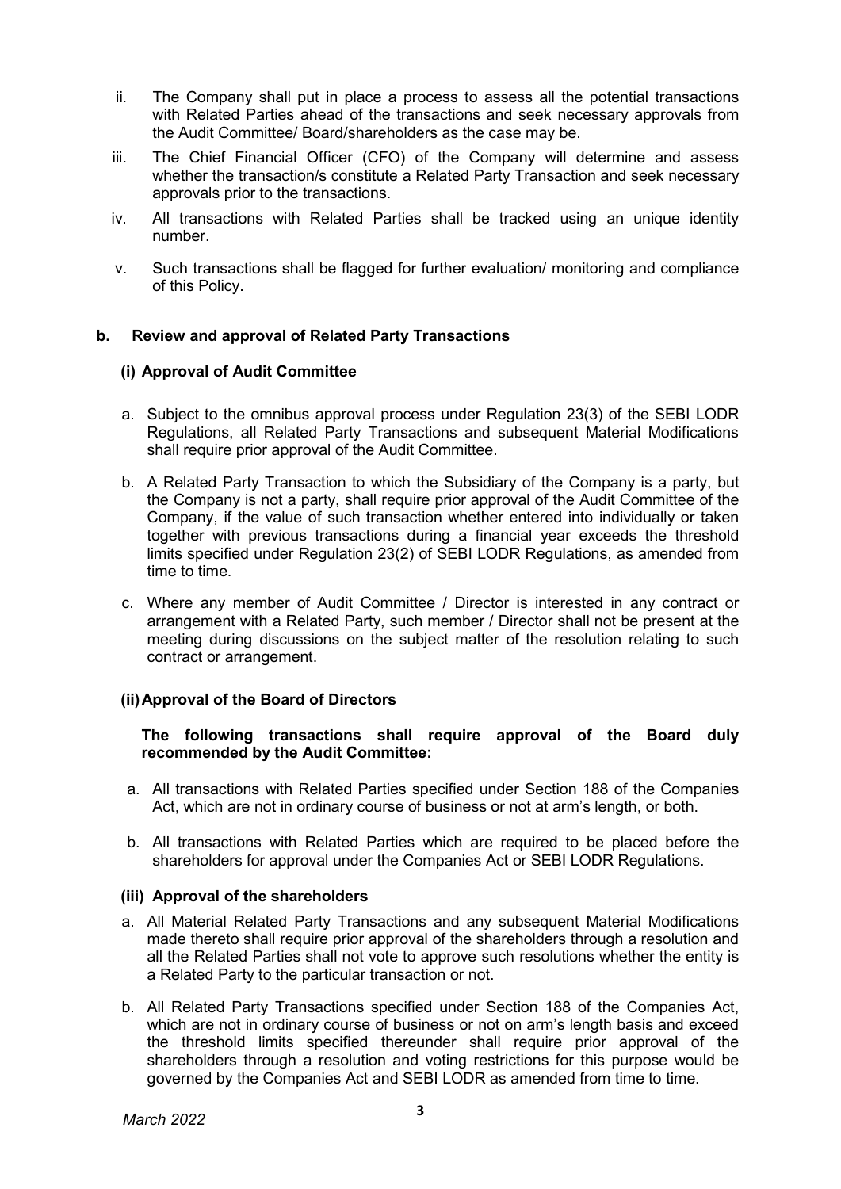ii. The Company shall put in place a process to assess all the potential transactions with Related Parties ahead of the transactions and seek necessary approvals from the Audit Committee/ Board/shareholders as the case may be.

iii. The Chief Financial Officer (CFO) of the Company will determine and assess whether the transaction/s constitute a Related Party Transaction and seek necessary approvals prior to the transactions.

iv. All transactions with Related Parties shall be tracked using an unique identity number.

v. Such transactions shall be flagged for further evaluation/ monitoring and compliance of this Policy.

**b. Review and approval of Related Party Transactions**

**(i) Approval of Audit Committee**

a. Subject to the omnibus approval process under Regulation 23(3) of the SEBI LODR Regulations, all Related Party Transactions and subsequent Material Modifications shall require prior approval of the Audit Committee.

b. A Related Party Transaction to which the Subsidiary of the Company is a party, but the Company is not a party, shall require prior approval of the Audit Committee of the Company, if the value of such transaction whether entered into individually or taken together with previous transactions during a financial year exceeds the threshold limits specified under Regulation 23(2) of SEBI LODR Regulations, as amended from time to time.

c. Where any member of Audit Committee / Director is interested in any contract or arrangement with a Related Party, such member / Director shall not be present at the meeting during discussions on the subject matter of the resolution relating to such contract or arrangement.

**(ii) Approval of the Board of Directors**

**The following transactions shall require approval of the Board duly recommended by the Audit Committee:**

a. All transactions with Related Parties specified under Section 188 of the Companies Act, which are not in ordinary course of business or not at arm's length, or both.

b. All transactions with Related Parties which are required to be placed before the shareholders for approval under the Companies Act or SEBI LODR Regulations.

**(iii) Approval of the shareholders**

a. All Material Related Party Transactions and any subsequent Material Modifications made thereto shall require prior approval of the shareholders through a resolution and all the Related Parties shall not vote to approve such resolutions whether the entity is a Related Party to the particular transaction or not.

b. All Related Party Transactions specified under Section 188 of the Companies Act, which are not in ordinary course of business or not on arm's length basis and exceed the threshold limits specified thereunder shall require prior approval of the shareholders through a resolution and voting restrictions for this purpose would be governed by the Companies Act and SEBI LODR as amended from time to time.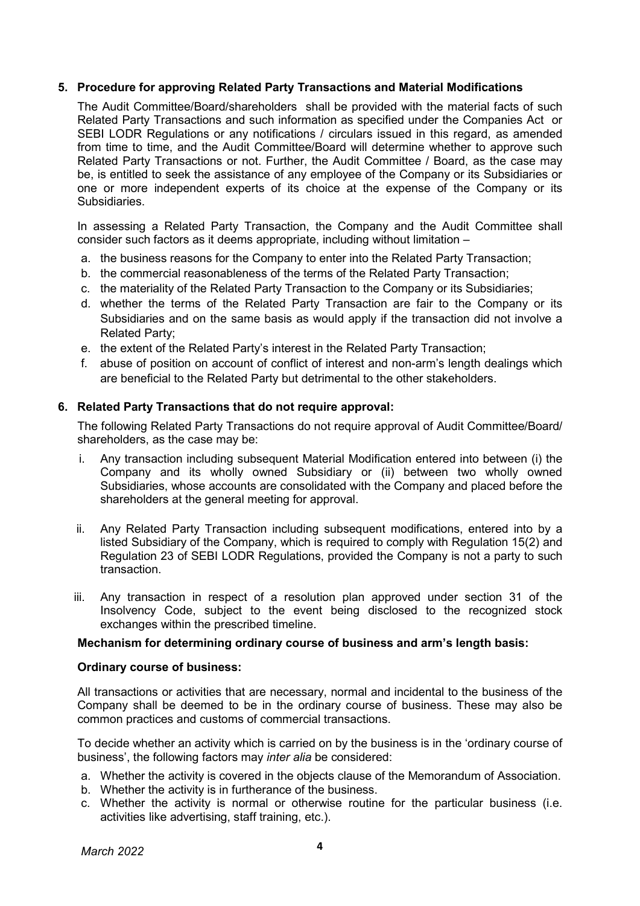## 5. Procedure for approving Related Party Transactions and Material Modifications

The Audit Committee/Board/shareholders shall be provided with the material facts of such Related Party Transactions and such information as specified under the Companies Act or SEBI LODR Regulations or any notifications / circulars issued in this regard, as amended from time to time, and the Audit Committee/Board will determine whether to approve such Related Party Transactions or not. Further, the Audit Committee / Board, as the case may be, is entitled to seek the assistance of any employee of the Company or its Subsidiaries or one or more independent experts of its choice at the expense of the Company or its Subsidiaries.

In assessing a Related Party Transaction, the Company and the Audit Committee shall consider such factors as it deems appropriate, including without limitation –

a. the business reasons for the Company to enter into the Related Party Transaction;
b. the commercial reasonableness of the terms of the Related Party Transaction;
c. the materiality of the Related Party Transaction to the Company or its Subsidiaries;
d. whether the terms of the Related Party Transaction are fair to the Company or its Subsidiaries and on the same basis as would apply if the transaction did not involve a Related Party;
e. the extent of the Related Party's interest in the Related Party Transaction;
f. abuse of position on account of conflict of interest and non-arm's length dealings which are beneficial to the Related Party but detrimental to the other stakeholders.

## 6. Related Party Transactions that do not require approval:

The following Related Party Transactions do not require approval of Audit Committee/Board/ shareholders, as the case may be:

i. Any transaction including subsequent Material Modification entered into between (i) the Company and its wholly owned Subsidiary or (ii) between two wholly owned Subsidiaries, whose accounts are consolidated with the Company and placed before the shareholders at the general meeting for approval.

ii. Any Related Party Transaction including subsequent modifications, entered into by a listed Subsidiary of the Company, which is required to comply with Regulation 15(2) and Regulation 23 of SEBI LODR Regulations, provided the Company is not a party to such transaction.

iii. Any transaction in respect of a resolution plan approved under section 31 of the Insolvency Code, subject to the event being disclosed to the recognized stock exchanges within the prescribed timeline.

**Mechanism for determining ordinary course of business and arm's length basis:**

**Ordinary course of business:**

All transactions or activities that are necessary, normal and incidental to the business of the Company shall be deemed to be in the ordinary course of business. These may also be common practices and customs of commercial transactions.

To decide whether an activity which is carried on by the business is in the 'ordinary course of business', the following factors may *inter alia* be considered:

a. Whether the activity is covered in the objects clause of the Memorandum of Association.
b. Whether the activity is in furtherance of the business.
c. Whether the activity is normal or otherwise routine for the particular business (i.e. activities like advertising, staff training, etc.).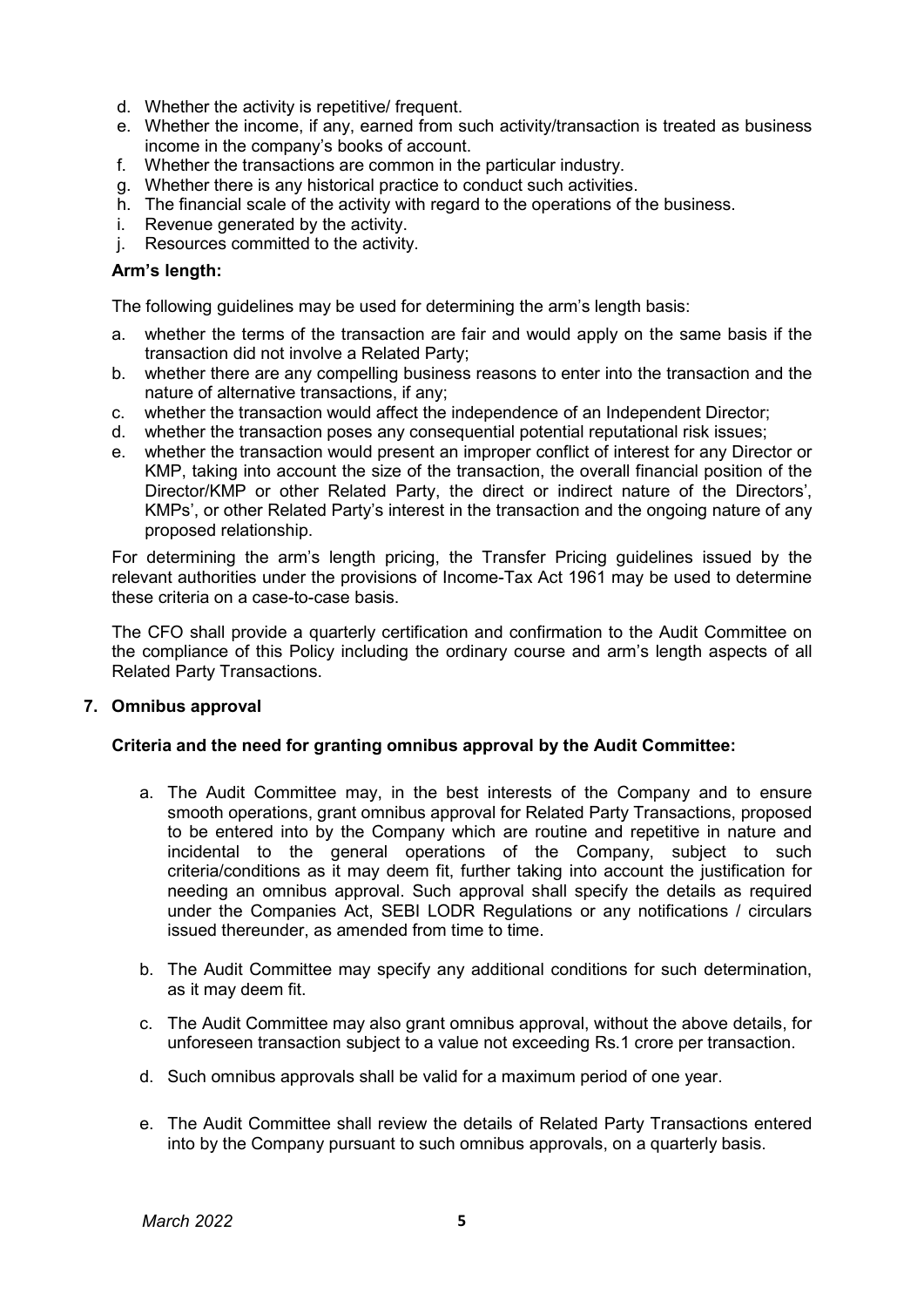d. Whether the activity is repetitive/ frequent.
e. Whether the income, if any, earned from such activity/transaction is treated as business income in the company's books of account.
f. Whether the transactions are common in the particular industry.
g. Whether there is any historical practice to conduct such activities.
h. The financial scale of the activity with regard to the operations of the business.
i. Revenue generated by the activity.
j. Resources committed to the activity.

**Arm's length:**

The following guidelines may be used for determining the arm's length basis:

a. whether the terms of the transaction are fair and would apply on the same basis if the transaction did not involve a Related Party;
b. whether there are any compelling business reasons to enter into the transaction and the nature of alternative transactions, if any;
c. whether the transaction would affect the independence of an Independent Director;
d. whether the transaction poses any consequential potential reputational risk issues;
e. whether the transaction would present an improper conflict of interest for any Director or KMP, taking into account the size of the transaction, the overall financial position of the Director/KMP or other Related Party, the direct or indirect nature of the Directors', KMPs', or other Related Party's interest in the transaction and the ongoing nature of any proposed relationship.

For determining the arm's length pricing, the Transfer Pricing guidelines issued by the relevant authorities under the provisions of Income-Tax Act 1961 may be used to determine these criteria on a case-to-case basis.

The CFO shall provide a quarterly certification and confirmation to the Audit Committee on the compliance of this Policy including the ordinary course and arm's length aspects of all Related Party Transactions.

**7. Omnibus approval**

**Criteria and the need for granting omnibus approval by the Audit Committee:**

a. The Audit Committee may, in the best interests of the Company and to ensure smooth operations, grant omnibus approval for Related Party Transactions, proposed to be entered into by the Company which are routine and repetitive in nature and incidental to the general operations of the Company, subject to such criteria/conditions as it may deem fit, further taking into account the justification for needing an omnibus approval. Such approval shall specify the details as required under the Companies Act, SEBI LODR Regulations or any notifications / circulars issued thereunder, as amended from time to time.

b. The Audit Committee may specify any additional conditions for such determination, as it may deem fit.

c. The Audit Committee may also grant omnibus approval, without the above details, for unforeseen transaction subject to a value not exceeding Rs.1 crore per transaction.

d. Such omnibus approvals shall be valid for a maximum period of one year.

e. The Audit Committee shall review the details of Related Party Transactions entered into by the Company pursuant to such omnibus approvals, on a quarterly basis.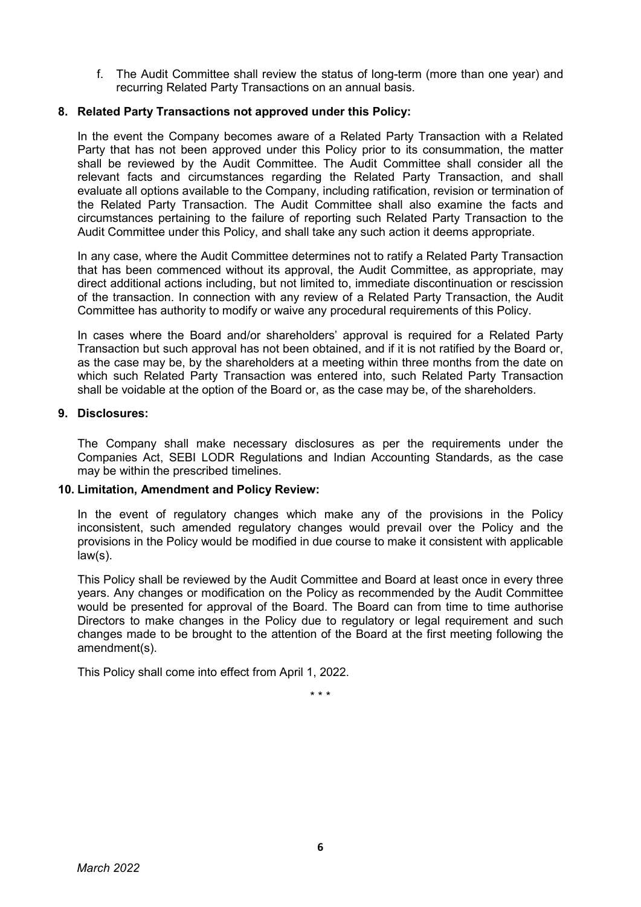f. The Audit Committee shall review the status of long-term (more than one year) and recurring Related Party Transactions on an annual basis.

## 8. Related Party Transactions not approved under this Policy:

In the event the Company becomes aware of a Related Party Transaction with a Related Party that has not been approved under this Policy prior to its consummation, the matter shall be reviewed by the Audit Committee. The Audit Committee shall consider all the relevant facts and circumstances regarding the Related Party Transaction, and shall evaluate all options available to the Company, including ratification, revision or termination of the Related Party Transaction. The Audit Committee shall also examine the facts and circumstances pertaining to the failure of reporting such Related Party Transaction to the Audit Committee under this Policy, and shall take any such action it deems appropriate.

In any case, where the Audit Committee determines not to ratify a Related Party Transaction that has been commenced without its approval, the Audit Committee, as appropriate, may direct additional actions including, but not limited to, immediate discontinuation or rescission of the transaction. In connection with any review of a Related Party Transaction, the Audit Committee has authority to modify or waive any procedural requirements of this Policy.

In cases where the Board and/or shareholders' approval is required for a Related Party Transaction but such approval has not been obtained, and if it is not ratified by the Board or, as the case may be, by the shareholders at a meeting within three months from the date on which such Related Party Transaction was entered into, such Related Party Transaction shall be voidable at the option of the Board or, as the case may be, of the shareholders.

## 9. Disclosures:

The Company shall make necessary disclosures as per the requirements under the Companies Act, SEBI LODR Regulations and Indian Accounting Standards, as the case may be within the prescribed timelines.

## 10. Limitation, Amendment and Policy Review:

In the event of regulatory changes which make any of the provisions in the Policy inconsistent, such amended regulatory changes would prevail over the Policy and the provisions in the Policy would be modified in due course to make it consistent with applicable law(s).

This Policy shall be reviewed by the Audit Committee and Board at least once in every three years. Any changes or modification on the Policy as recommended by the Audit Committee would be presented for approval of the Board. The Board can from time to time authorise Directors to make changes in the Policy due to regulatory or legal requirement and such changes made to be brought to the attention of the Board at the first meeting following the amendment(s).

This Policy shall come into effect from April 1, 2022.

\* \* \*

*March 2022*